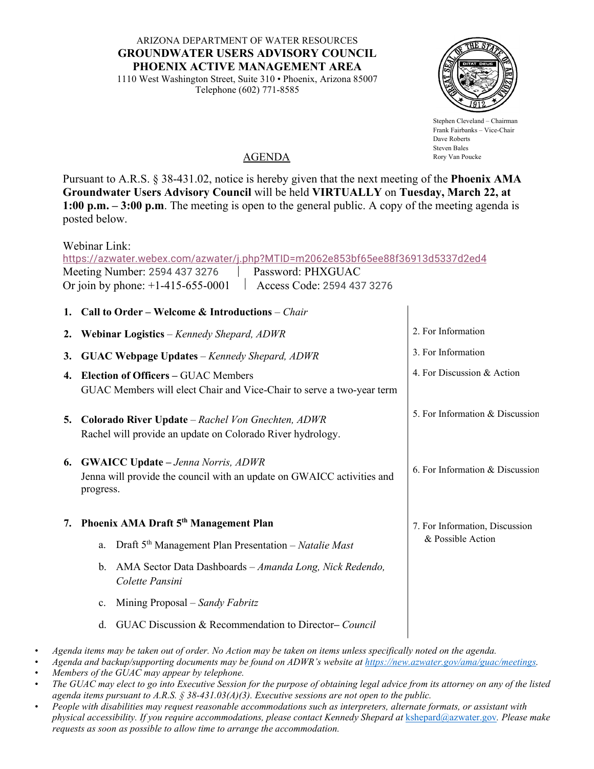ARIZONA DEPARTMENT OF WATER RESOURCES

# GROUNDWATER USERS ADVISORY COUNCIL
# PHOENIX ACTIVE MANAGEMENT AREA

1110 West Washington Street, Suite 310 • Phoenix, Arizona 85007
Telephone (602) 771-8585

Stephen Cleveland – Chairman
Frank Fairbanks – Vice-Chair
Dave Roberts
Steven Bales
Rory Van Poucke

## AGENDA

Pursuant to A.R.S. § 38-431.02, notice is hereby given that the next meeting of the **Phoenix AMA Groundwater Users Advisory Council** will be held **VIRTUALLY** on **Tuesday, March 22, at 1:00 p.m. – 3:00 p.m**. The meeting is open to the general public. A copy of the meeting agenda is posted below.

Webinar Link:
https://azwater.webex.com/azwater/j.php?MTID=m2062e853bf65ee88f36913d5337d2ed4
Meeting Number: 2594 437 3276 | Password: PHXGUAC
Or join by phone: +1-415-655-0001 | Access Code: 2594 437 3276

| Agenda Item | Purpose |
|---|---|
| 1. **Call to Order – Welcome & Introductions** – *Chair* | |
| 2. **Webinar Logistics** – *Kennedy Shepard, ADWR* | 2. For Information |
| 3. **GUAC Webpage Updates** – *Kennedy Shepard, ADWR* | 3. For Information |
| 4. **Election of Officers –** GUAC Members<br>GUAC Members will elect Chair and Vice-Chair to serve a two-year term | 4. For Discussion & Action |
| 5. **Colorado River Update** – *Rachel Von Gnechten, ADWR*<br>Rachel will provide an update on Colorado River hydrology. | 5. For Information & Discussion |
| 6. **GWAICC Update –** *Jenna Norris, ADWR*<br>Jenna will provide the council with an update on GWAICC activities and progress. | 6. For Information & Discussion |
| 7. **Phoenix AMA Draft 5th Management Plan**<br>a. Draft 5th Management Plan Presentation – *Natalie Mast*<br>b. AMA Sector Data Dashboards – *Amanda Long, Nick Redendo, Colette Pansini*<br>c. Mining Proposal – *Sandy Fabritz*<br>d. GUAC Discussion & Recommendation to Director– *Council* | 7. For Information, Discussion & Possible Action |

- *Agenda items may be taken out of order. No Action may be taken on items unless specifically noted on the agenda.*
- *Agenda and backup/supporting documents may be found on ADWR's website at https://new.azwater.gov/ama/guac/meetings.*
- *Members of the GUAC may appear by telephone.*
- *The GUAC may elect to go into Executive Session for the purpose of obtaining legal advice from its attorney on any of the listed agenda items pursuant to A.R.S. § 38-431.03(A)(3). Executive sessions are not open to the public.*
- *People with disabilities may request reasonable accommodations such as interpreters, alternate formats, or assistant with physical accessibility. If you require accommodations, please contact Kennedy Shepard at kshepard@azwater.gov. Please make requests as soon as possible to allow time to arrange the accommodation.*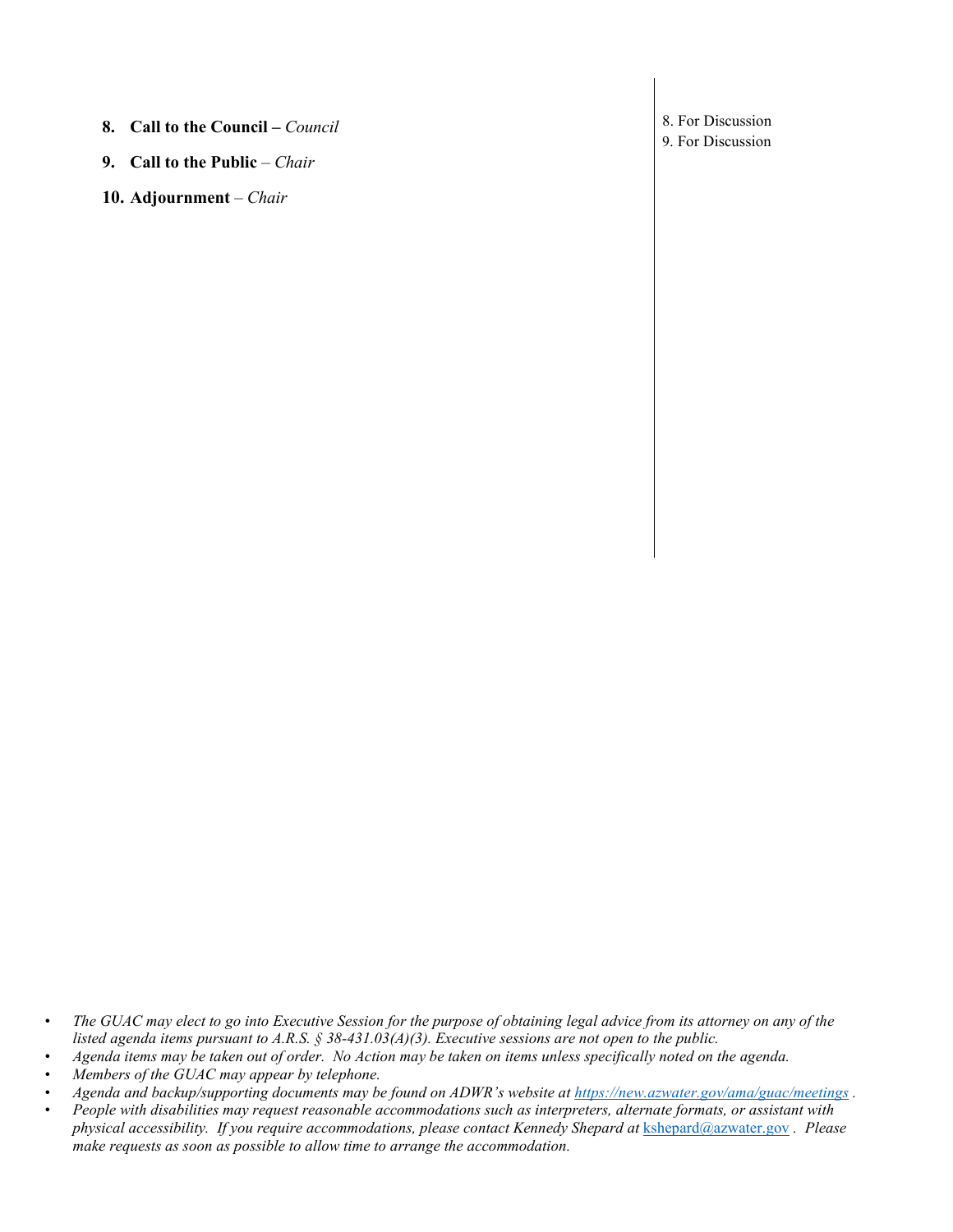8. **Call to the Council –** *Council*

9. **Call to the Public** – *Chair*

10. **Adjournment** – *Chair*

8. For Discussion
9. For Discussion

- *The GUAC may elect to go into Executive Session for the purpose of obtaining legal advice from its attorney on any of the listed agenda items pursuant to A.R.S. § 38-431.03(A)(3). Executive sessions are not open to the public.*
- *Agenda items may be taken out of order. No Action may be taken on items unless specifically noted on the agenda.*
- *Members of the GUAC may appear by telephone.*
- *Agenda and backup/supporting documents may be found on ADWR's website at [https://new.azwater.gov/ama/guac/meetings](https://new.azwater.gov/ama/guac/meetings) .*
- *People with disabilities may request reasonable accommodations such as interpreters, alternate formats, or assistant with physical accessibility. If you require accommodations, please contact Kennedy Shepard at* kshepard@azwater.gov *. Please make requests as soon as possible to allow time to arrange the accommodation.*